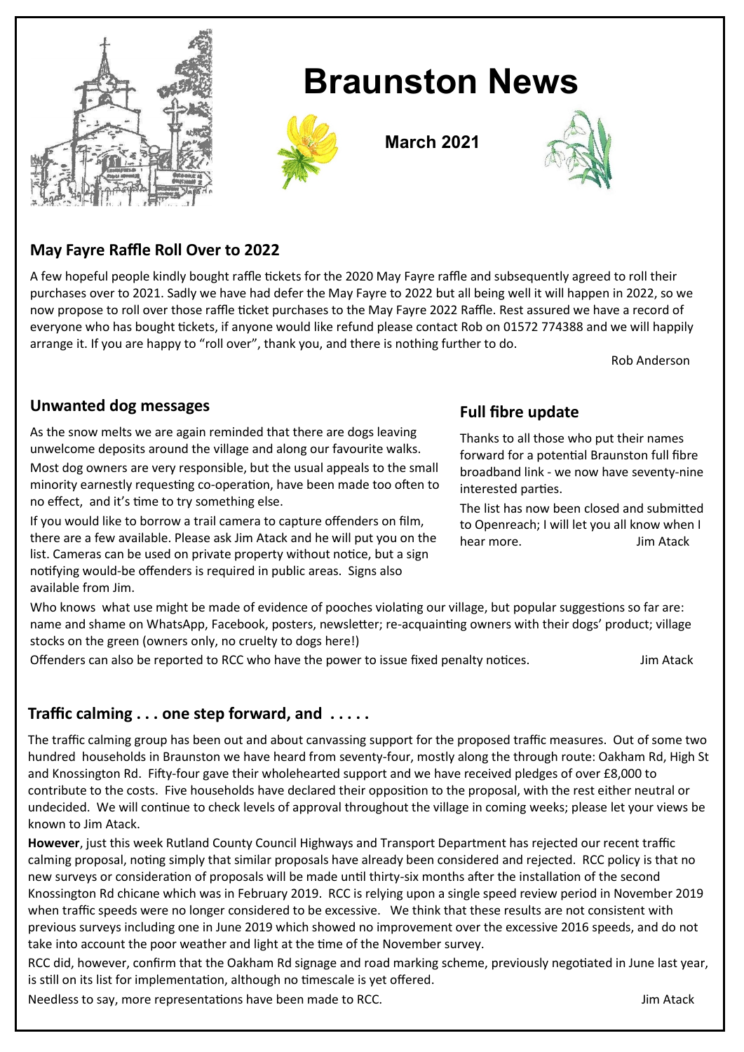# Braunston News

**March 2021**

## May Fayre Raffle Roll Over to 2022

A few hopeful people kindly bought raffle tickets for the 2020 May Fayre raffle and subsequently agreed to roll their purchases over to 2021. Sadly we have had defer the May Fayre to 2022 but all being well it will happen in 2022, so we now propose to roll over those raffle ticket purchases to the May Fayre 2022 Raffle. Rest assured we have a record of everyone who has bought tickets, if anyone would like refund please contact Rob on 01572 774388 and we will happily arrange it. If you are happy to "roll over", thank you, and there is nothing further to do.

Rob Anderson

## Unwanted dog messages

As the snow melts we are again reminded that there are dogs leaving unwelcome deposits around the village and along our favourite walks.

Most dog owners are very responsible, but the usual appeals to the small minority earnestly requesting co-operation, have been made too often to no effect, and it's time to try something else.

If you would like to borrow a trail camera to capture offenders on film, there are a few available. Please ask Jim Atack and he will put you on the list. Cameras can be used on private property without notice, but a sign notifying would-be offenders is required in public areas. Signs also available from Jim.

Who knows what use might be made of evidence of pooches violating our village, but popular suggestions so far are: name and shame on WhatsApp, Facebook, posters, newsletter; re-acquainting owners with their dogs' product; village stocks on the green (owners only, no cruelty to dogs here!)

Offenders can also be reported to RCC who have the power to issue fixed penalty notices.

Jim Atack

## Full fibre update

Thanks to all those who put their names forward for a potential Braunston full fibre broadband link - we now have seventy-nine interested parties.

The list has now been closed and submitted to Openreach; I will let you all know when I hear more.

Jim Atack

## Traffic calming . . . one step forward, and . . . . .

The traffic calming group has been out and about canvassing support for the proposed traffic measures. Out of some two hundred households in Braunston we have heard from seventy-four, mostly along the through route: Oakham Rd, High St and Knossington Rd. Fifty-four gave their wholehearted support and we have received pledges of over £8,000 to contribute to the costs. Five households have declared their opposition to the proposal, with the rest either neutral or undecided. We will continue to check levels of approval throughout the village in coming weeks; please let your views be known to Jim Atack.

**However**, just this week Rutland County Council Highways and Transport Department has rejected our recent traffic calming proposal, noting simply that similar proposals have already been considered and rejected. RCC policy is that no new surveys or consideration of proposals will be made until thirty-six months after the installation of the second Knossington Rd chicane which was in February 2019. RCC is relying upon a single speed review period in November 2019 when traffic speeds were no longer considered to be excessive. We think that these results are not consistent with previous surveys including one in June 2019 which showed no improvement over the excessive 2016 speeds, and do not take into account the poor weather and light at the time of the November survey.

RCC did, however, confirm that the Oakham Rd signage and road marking scheme, previously negotiated in June last year, is still on its list for implementation, although no timescale is yet offered.

Needless to say, more representations have been made to RCC.

Jim Atack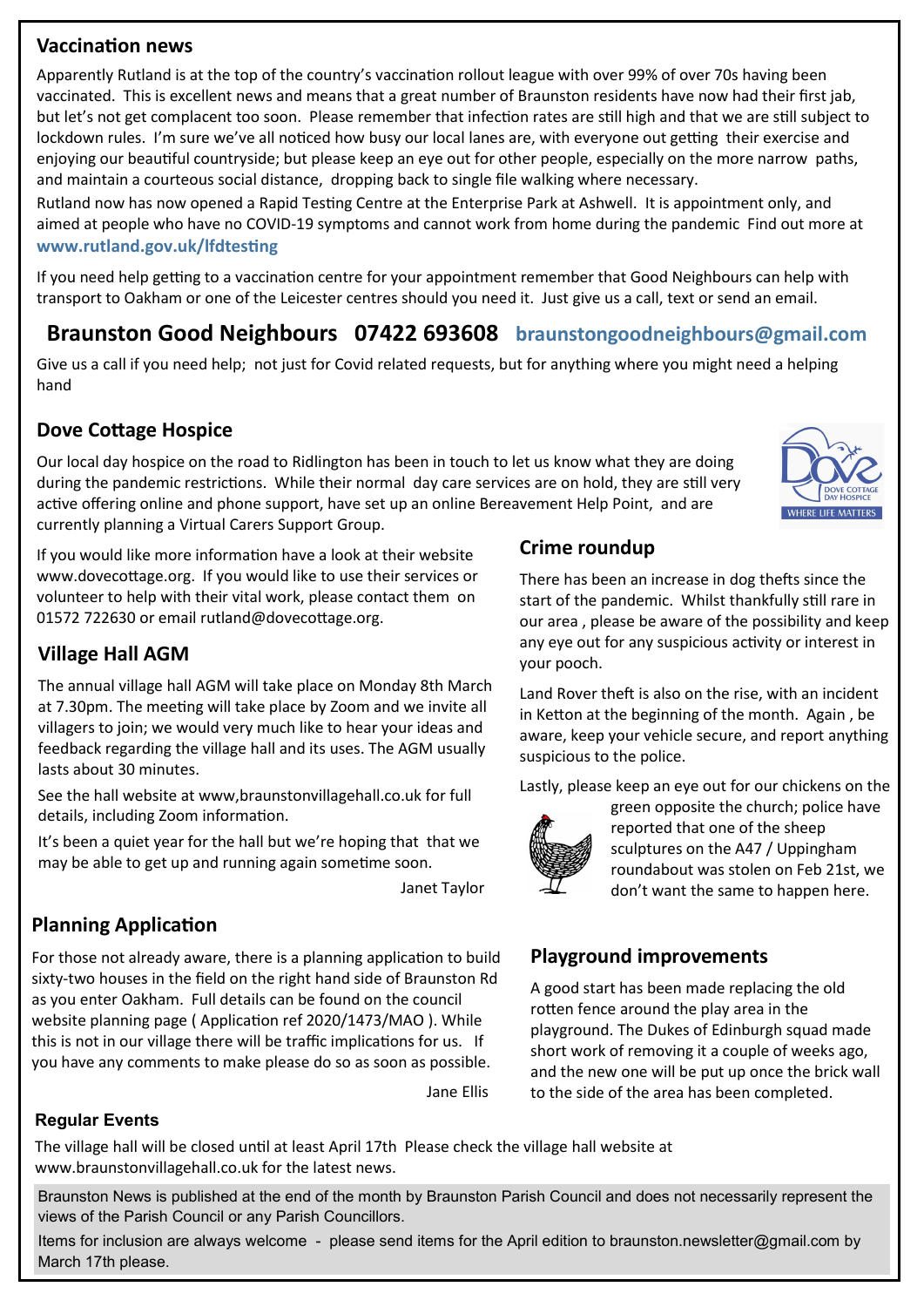## Vaccination news

Apparently Rutland is at the top of the country's vaccination rollout league with over 99% of over 70s having been vaccinated. This is excellent news and means that a great number of Braunston residents have now had their first jab, but let's not get complacent too soon. Please remember that infection rates are still high and that we are still subject to lockdown rules. I'm sure we've all noticed how busy our local lanes are, with everyone out getting their exercise and enjoying our beautiful countryside; but please keep an eye out for other people, especially on the more narrow paths, and maintain a courteous social distance, dropping back to single file walking where necessary.

Rutland now has now opened a Rapid Testing Centre at the Enterprise Park at Ashwell. It is appointment only, and aimed at people who have no COVID-19 symptoms and cannot work from home during the pandemic Find out more at **www.rutland.gov.uk/lfdtesting**

If you need help getting to a vaccination centre for your appointment remember that Good Neighbours can help with transport to Oakham or one of the Leicester centres should you need it. Just give us a call, text or send an email.

## Braunston Good Neighbours 07422 693608 braunstongoodneighbours@gmail.com

Give us a call if you need help; not just for Covid related requests, but for anything where you might need a helping hand

## Dove Cottage Hospice

Our local day hospice on the road to Ridlington has been in touch to let us know what they are doing during the pandemic restrictions. While their normal day care services are on hold, they are still very active offering online and phone support, have set up an online Bereavement Help Point, and are currently planning a Virtual Carers Support Group.

If you would like more information have a look at their website www.dovecottage.org. If you would like to use their services or volunteer to help with their vital work, please contact them on 01572 722630 or email rutland@dovecottage.org.

## Village Hall AGM

The annual village hall AGM will take place on Monday 8th March at 7.30pm. The meeting will take place by Zoom and we invite all villagers to join; we would very much like to hear your ideas and feedback regarding the village hall and its uses. The AGM usually lasts about 30 minutes.

See the hall website at www,braunstonvillagehall.co.uk for full details, including Zoom information.

It's been a quiet year for the hall but we're hoping that that we may be able to get up and running again sometime soon.

Janet Taylor

## Planning Application

For those not already aware, there is a planning application to build sixty-two houses in the field on the right hand side of Braunston Rd as you enter Oakham. Full details can be found on the council website planning page ( Application ref 2020/1473/MAO ). While this is not in our village there will be traffic implications for us. If you have any comments to make please do so as soon as possible.

Jane Ellis

## Crime roundup

There has been an increase in dog thefts since the start of the pandemic. Whilst thankfully still rare in our area , please be aware of the possibility and keep any eye out for any suspicious activity or interest in your pooch.

Land Rover theft is also on the rise, with an incident in Ketton at the beginning of the month. Again , be aware, keep your vehicle secure, and report anything suspicious to the police.

Lastly, please keep an eye out for our chickens on the green opposite the church; police have reported that one of the sheep sculptures on the A47 / Uppingham roundabout was stolen on Feb 21st, we don't want the same to happen here.

## Playground improvements

A good start has been made replacing the old rotten fence around the play area in the playground. The Dukes of Edinburgh squad made short work of removing it a couple of weeks ago, and the new one will be put up once the brick wall to the side of the area has been completed.

### Regular Events

The village hall will be closed until at least April 17th Please check the village hall website at www.braunstonvillagehall.co.uk for the latest news.

Braunston News is published at the end of the month by Braunston Parish Council and does not necessarily represent the views of the Parish Council or any Parish Councillors.

Items for inclusion are always welcome - please send items for the April edition to braunston.newsletter@gmail.com by March 17th please.